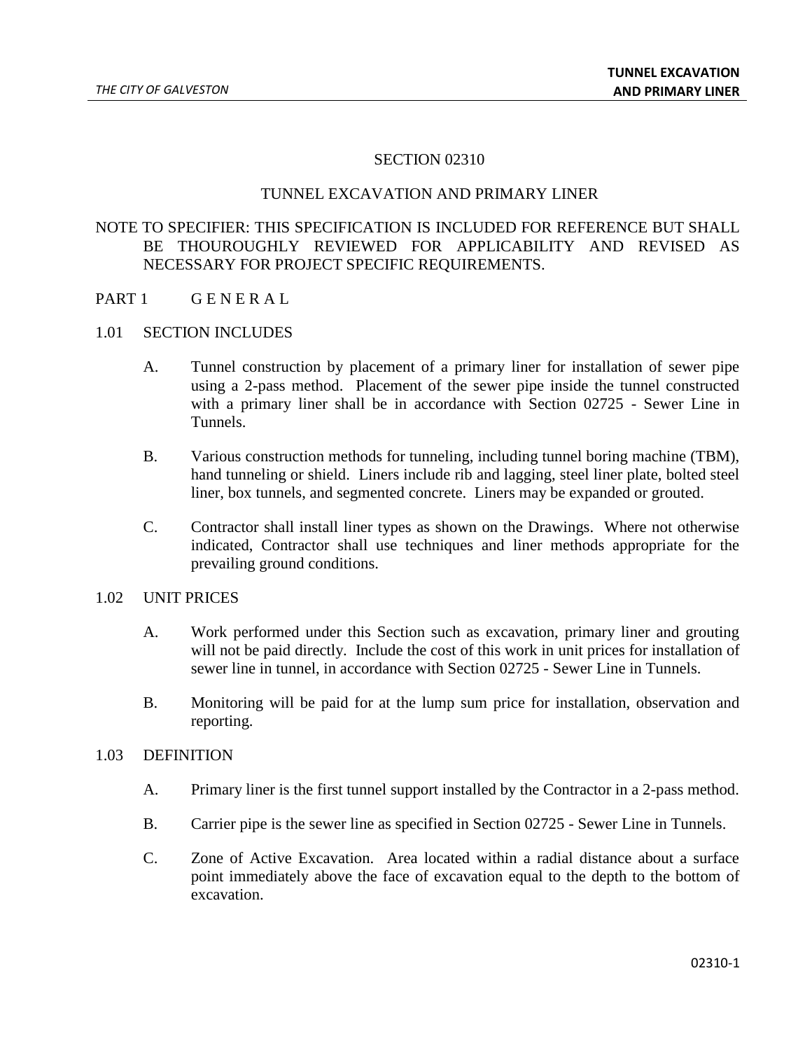# SECTION 02310

## TUNNEL EXCAVATION AND PRIMARY LINER

NOTE TO SPECIFIER: THIS SPECIFICATION IS INCLUDED FOR REFERENCE BUT SHALL BE THOUROUGHLY REVIEWED FOR APPLICABILITY AND REVISED AS NECESSARY FOR PROJECT SPECIFIC REQUIREMENTS.

## PART 1 G E N E R A L

### 1.01 SECTION INCLUDES

A. Tunnel construction by placement of a primary liner for installation of sewer pipe using a 2-pass method. Placement of the sewer pipe inside the tunnel constructed with a primary liner shall be in accordance with Section 02725 - Sewer Line in Tunnels.

B. Various construction methods for tunneling, including tunnel boring machine (TBM), hand tunneling or shield. Liners include rib and lagging, steel liner plate, bolted steel liner, box tunnels, and segmented concrete. Liners may be expanded or grouted.

C. Contractor shall install liner types as shown on the Drawings. Where not otherwise indicated, Contractor shall use techniques and liner methods appropriate for the prevailing ground conditions.

### 1.02 UNIT PRICES

A. Work performed under this Section such as excavation, primary liner and grouting will not be paid directly. Include the cost of this work in unit prices for installation of sewer line in tunnel, in accordance with Section 02725 - Sewer Line in Tunnels.

B. Monitoring will be paid for at the lump sum price for installation, observation and reporting.

### 1.03 DEFINITION

A. Primary liner is the first tunnel support installed by the Contractor in a 2-pass method.

B. Carrier pipe is the sewer line as specified in Section 02725 - Sewer Line in Tunnels.

C. Zone of Active Excavation. Area located within a radial distance about a surface point immediately above the face of excavation equal to the depth to the bottom of excavation.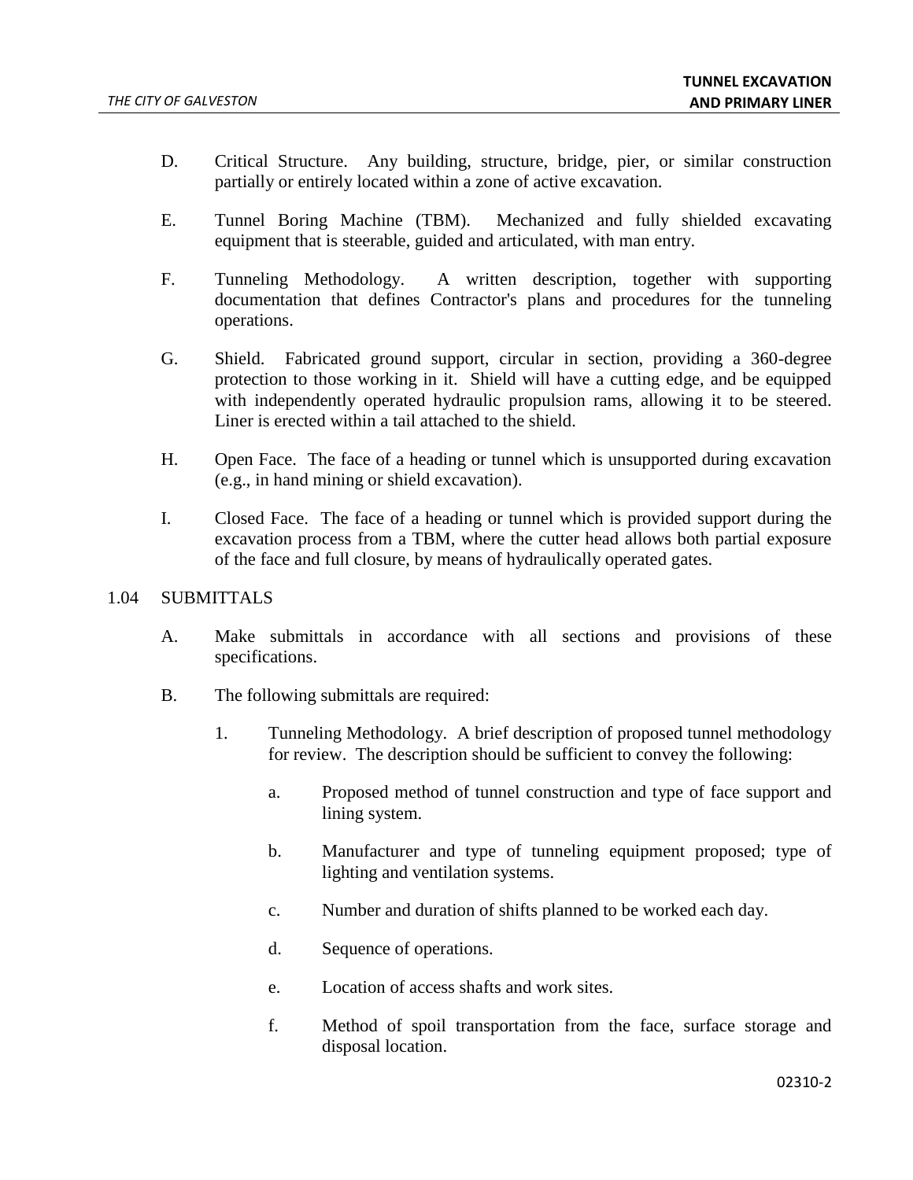D. Critical Structure. Any building, structure, bridge, pier, or similar construction partially or entirely located within a zone of active excavation.

E. Tunnel Boring Machine (TBM). Mechanized and fully shielded excavating equipment that is steerable, guided and articulated, with man entry.

F. Tunneling Methodology. A written description, together with supporting documentation that defines Contractor's plans and procedures for the tunneling operations.

G. Shield. Fabricated ground support, circular in section, providing a 360-degree protection to those working in it. Shield will have a cutting edge, and be equipped with independently operated hydraulic propulsion rams, allowing it to be steered. Liner is erected within a tail attached to the shield.

H. Open Face. The face of a heading or tunnel which is unsupported during excavation (e.g., in hand mining or shield excavation).

I. Closed Face. The face of a heading or tunnel which is provided support during the excavation process from a TBM, where the cutter head allows both partial exposure of the face and full closure, by means of hydraulically operated gates.

## 1.04 SUBMITTALS

A. Make submittals in accordance with all sections and provisions of these specifications.

B. The following submittals are required:

1. Tunneling Methodology. A brief description of proposed tunnel methodology for review. The description should be sufficient to convey the following:

   a. Proposed method of tunnel construction and type of face support and lining system.

   b. Manufacturer and type of tunneling equipment proposed; type of lighting and ventilation systems.

   c. Number and duration of shifts planned to be worked each day.

   d. Sequence of operations.

   e. Location of access shafts and work sites.

   f. Method of spoil transportation from the face, surface storage and disposal location.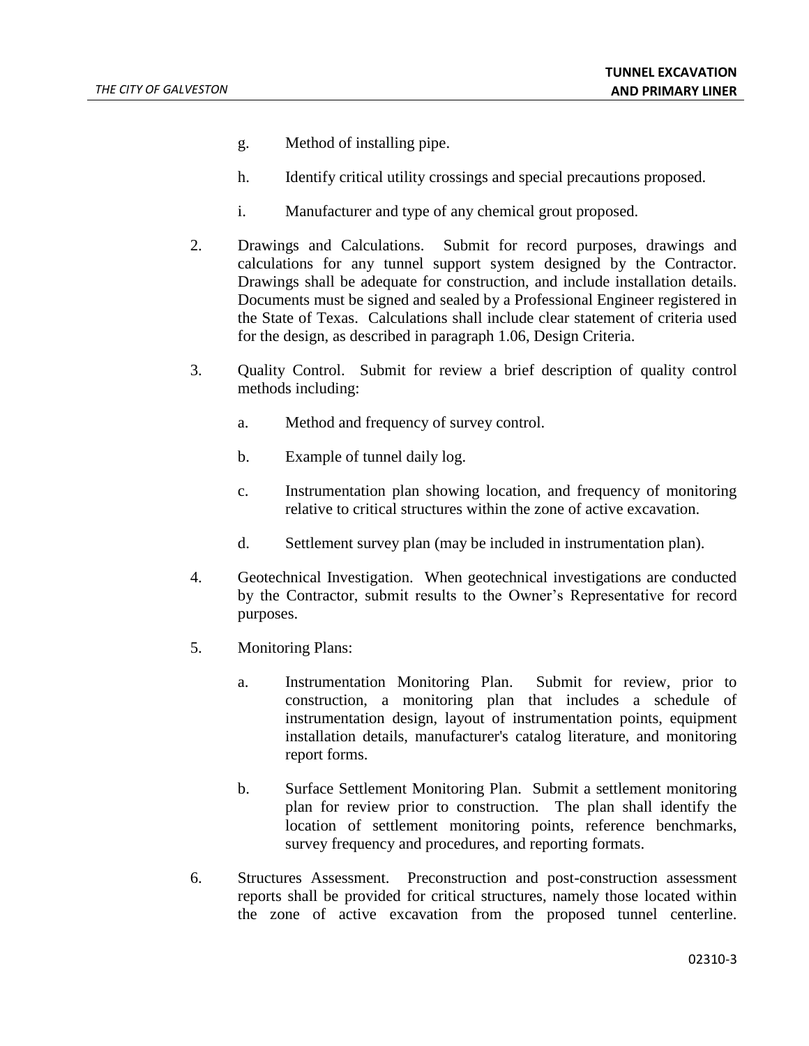g. Method of installing pipe.

h. Identify critical utility crossings and special precautions proposed.

i. Manufacturer and type of any chemical grout proposed.

2. Drawings and Calculations. Submit for record purposes, drawings and calculations for any tunnel support system designed by the Contractor. Drawings shall be adequate for construction, and include installation details. Documents must be signed and sealed by a Professional Engineer registered in the State of Texas. Calculations shall include clear statement of criteria used for the design, as described in paragraph 1.06, Design Criteria.

3. Quality Control. Submit for review a brief description of quality control methods including:

   a. Method and frequency of survey control.

   b. Example of tunnel daily log.

   c. Instrumentation plan showing location, and frequency of monitoring relative to critical structures within the zone of active excavation.

   d. Settlement survey plan (may be included in instrumentation plan).

4. Geotechnical Investigation. When geotechnical investigations are conducted by the Contractor, submit results to the Owner's Representative for record purposes.

5. Monitoring Plans:

   a. Instrumentation Monitoring Plan. Submit for review, prior to construction, a monitoring plan that includes a schedule of instrumentation design, layout of instrumentation points, equipment installation details, manufacturer's catalog literature, and monitoring report forms.

   b. Surface Settlement Monitoring Plan. Submit a settlement monitoring plan for review prior to construction. The plan shall identify the location of settlement monitoring points, reference benchmarks, survey frequency and procedures, and reporting formats.

6. Structures Assessment. Preconstruction and post-construction assessment reports shall be provided for critical structures, namely those located within the zone of active excavation from the proposed tunnel centerline.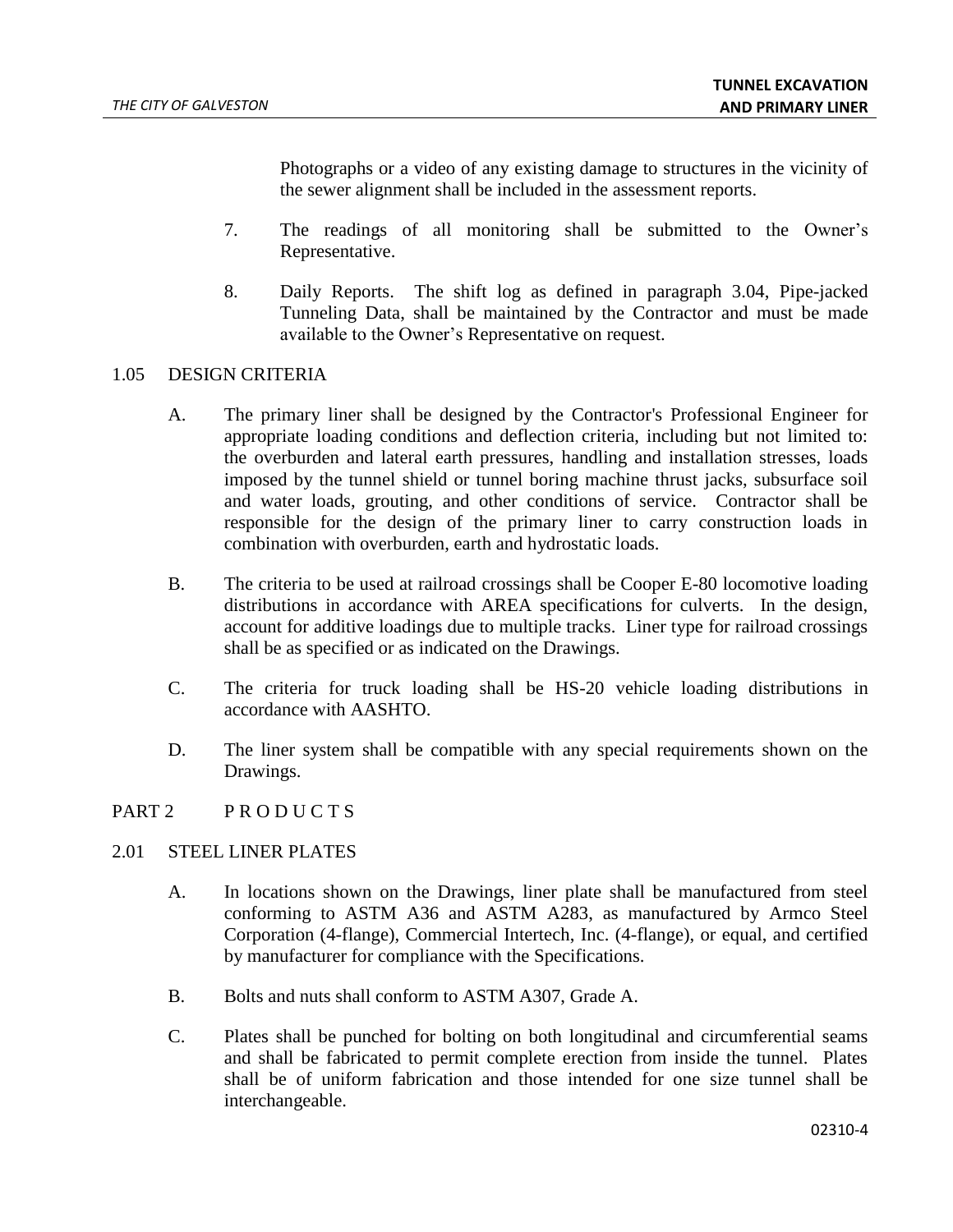Photographs or a video of any existing damage to structures in the vicinity of the sewer alignment shall be included in the assessment reports.

7. The readings of all monitoring shall be submitted to the Owner's Representative.

8. Daily Reports. The shift log as defined in paragraph 3.04, Pipe-jacked Tunneling Data, shall be maintained by the Contractor and must be made available to the Owner's Representative on request.

## 1.05 DESIGN CRITERIA

A. The primary liner shall be designed by the Contractor's Professional Engineer for appropriate loading conditions and deflection criteria, including but not limited to: the overburden and lateral earth pressures, handling and installation stresses, loads imposed by the tunnel shield or tunnel boring machine thrust jacks, subsurface soil and water loads, grouting, and other conditions of service. Contractor shall be responsible for the design of the primary liner to carry construction loads in combination with overburden, earth and hydrostatic loads.

B. The criteria to be used at railroad crossings shall be Cooper E-80 locomotive loading distributions in accordance with AREA specifications for culverts. In the design, account for additive loadings due to multiple tracks. Liner type for railroad crossings shall be as specified or as indicated on the Drawings.

C. The criteria for truck loading shall be HS-20 vehicle loading distributions in accordance with AASHTO.

D. The liner system shall be compatible with any special requirements shown on the Drawings.

# PART 2 P R O D U C T S

## 2.01 STEEL LINER PLATES

A. In locations shown on the Drawings, liner plate shall be manufactured from steel conforming to ASTM A36 and ASTM A283, as manufactured by Armco Steel Corporation (4-flange), Commercial Intertech, Inc. (4-flange), or equal, and certified by manufacturer for compliance with the Specifications.

B. Bolts and nuts shall conform to ASTM A307, Grade A.

C. Plates shall be punched for bolting on both longitudinal and circumferential seams and shall be fabricated to permit complete erection from inside the tunnel. Plates shall be of uniform fabrication and those intended for one size tunnel shall be interchangeable.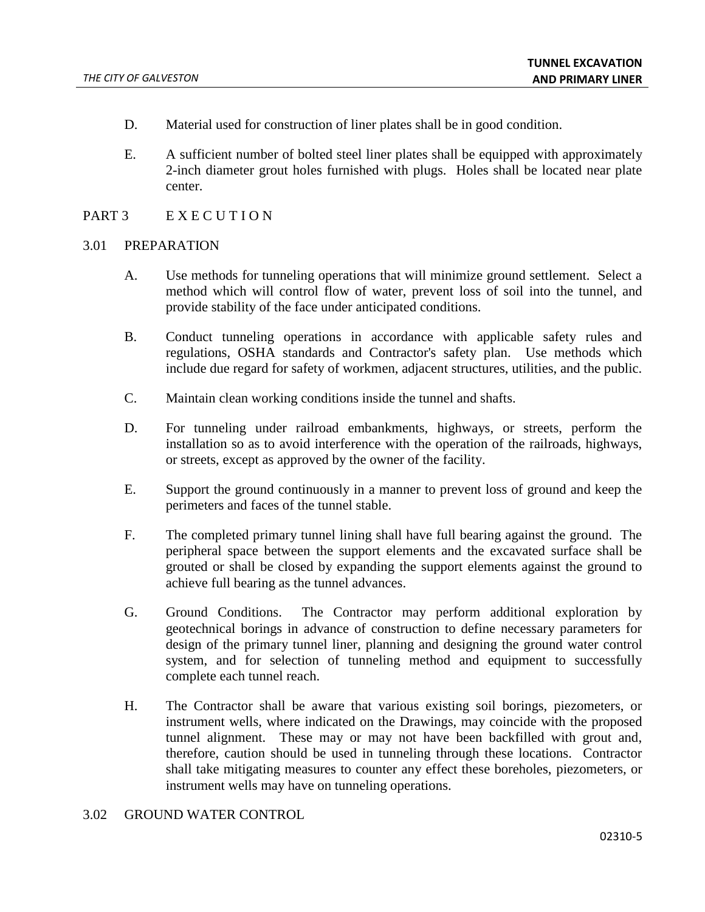D. Material used for construction of liner plates shall be in good condition.

E. A sufficient number of bolted steel liner plates shall be equipped with approximately 2-inch diameter grout holes furnished with plugs. Holes shall be located near plate center.

## PART 3 E X E C U T I O N

### 3.01 PREPARATION

A. Use methods for tunneling operations that will minimize ground settlement. Select a method which will control flow of water, prevent loss of soil into the tunnel, and provide stability of the face under anticipated conditions.

B. Conduct tunneling operations in accordance with applicable safety rules and regulations, OSHA standards and Contractor's safety plan. Use methods which include due regard for safety of workmen, adjacent structures, utilities, and the public.

C. Maintain clean working conditions inside the tunnel and shafts.

D. For tunneling under railroad embankments, highways, or streets, perform the installation so as to avoid interference with the operation of the railroads, highways, or streets, except as approved by the owner of the facility.

E. Support the ground continuously in a manner to prevent loss of ground and keep the perimeters and faces of the tunnel stable.

F. The completed primary tunnel lining shall have full bearing against the ground. The peripheral space between the support elements and the excavated surface shall be grouted or shall be closed by expanding the support elements against the ground to achieve full bearing as the tunnel advances.

G. Ground Conditions. The Contractor may perform additional exploration by geotechnical borings in advance of construction to define necessary parameters for design of the primary tunnel liner, planning and designing the ground water control system, and for selection of tunneling method and equipment to successfully complete each tunnel reach.

H. The Contractor shall be aware that various existing soil borings, piezometers, or instrument wells, where indicated on the Drawings, may coincide with the proposed tunnel alignment. These may or may not have been backfilled with grout and, therefore, caution should be used in tunneling through these locations. Contractor shall take mitigating measures to counter any effect these boreholes, piezometers, or instrument wells may have on tunneling operations.

### 3.02 GROUND WATER CONTROL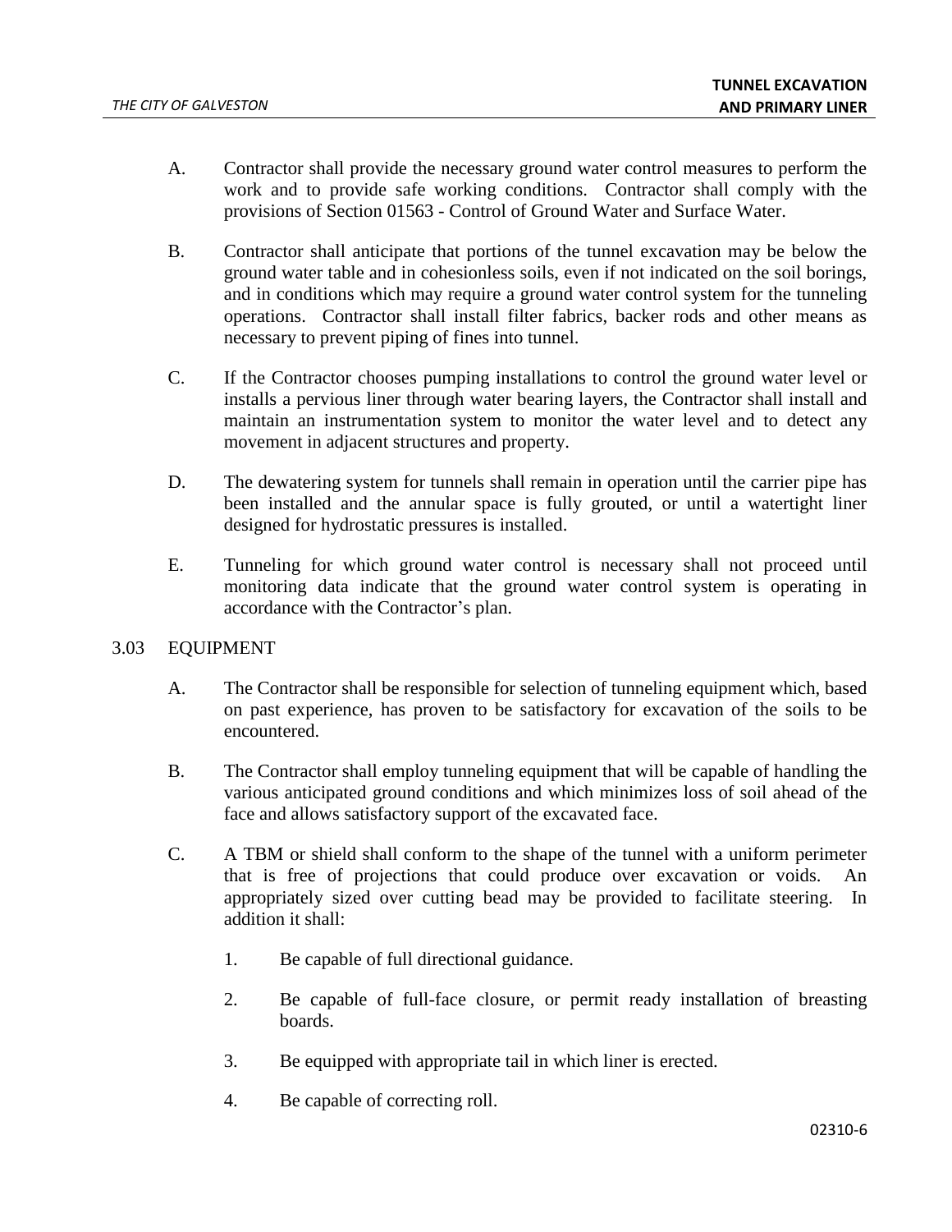A. Contractor shall provide the necessary ground water control measures to perform the work and to provide safe working conditions. Contractor shall comply with the provisions of Section 01563 - Control of Ground Water and Surface Water.

B. Contractor shall anticipate that portions of the tunnel excavation may be below the ground water table and in cohesionless soils, even if not indicated on the soil borings, and in conditions which may require a ground water control system for the tunneling operations. Contractor shall install filter fabrics, backer rods and other means as necessary to prevent piping of fines into tunnel.

C. If the Contractor chooses pumping installations to control the ground water level or installs a pervious liner through water bearing layers, the Contractor shall install and maintain an instrumentation system to monitor the water level and to detect any movement in adjacent structures and property.

D. The dewatering system for tunnels shall remain in operation until the carrier pipe has been installed and the annular space is fully grouted, or until a watertight liner designed for hydrostatic pressures is installed.

E. Tunneling for which ground water control is necessary shall not proceed until monitoring data indicate that the ground water control system is operating in accordance with the Contractor's plan.

## 3.03 EQUIPMENT

A. The Contractor shall be responsible for selection of tunneling equipment which, based on past experience, has proven to be satisfactory for excavation of the soils to be encountered.

B. The Contractor shall employ tunneling equipment that will be capable of handling the various anticipated ground conditions and which minimizes loss of soil ahead of the face and allows satisfactory support of the excavated face.

C. A TBM or shield shall conform to the shape of the tunnel with a uniform perimeter that is free of projections that could produce over excavation or voids. An appropriately sized over cutting bead may be provided to facilitate steering. In addition it shall:

1. Be capable of full directional guidance.

2. Be capable of full-face closure, or permit ready installation of breasting boards.

3. Be equipped with appropriate tail in which liner is erected.

4. Be capable of correcting roll.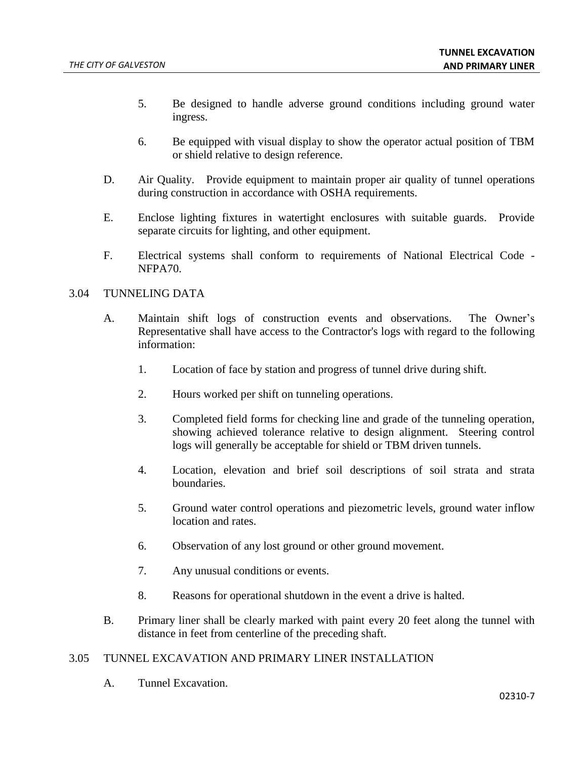5. Be designed to handle adverse ground conditions including ground water ingress.

6. Be equipped with visual display to show the operator actual position of TBM or shield relative to design reference.

D. Air Quality. Provide equipment to maintain proper air quality of tunnel operations during construction in accordance with OSHA requirements.

E. Enclose lighting fixtures in watertight enclosures with suitable guards. Provide separate circuits for lighting, and other equipment.

F. Electrical systems shall conform to requirements of National Electrical Code - NFPA70.

## 3.04 TUNNELING DATA

A. Maintain shift logs of construction events and observations. The Owner's Representative shall have access to the Contractor's logs with regard to the following information:

1. Location of face by station and progress of tunnel drive during shift.

2. Hours worked per shift on tunneling operations.

3. Completed field forms for checking line and grade of the tunneling operation, showing achieved tolerance relative to design alignment. Steering control logs will generally be acceptable for shield or TBM driven tunnels.

4. Location, elevation and brief soil descriptions of soil strata and strata boundaries.

5. Ground water control operations and piezometric levels, ground water inflow location and rates.

6. Observation of any lost ground or other ground movement.

7. Any unusual conditions or events.

8. Reasons for operational shutdown in the event a drive is halted.

B. Primary liner shall be clearly marked with paint every 20 feet along the tunnel with distance in feet from centerline of the preceding shaft.

## 3.05 TUNNEL EXCAVATION AND PRIMARY LINER INSTALLATION

A. Tunnel Excavation.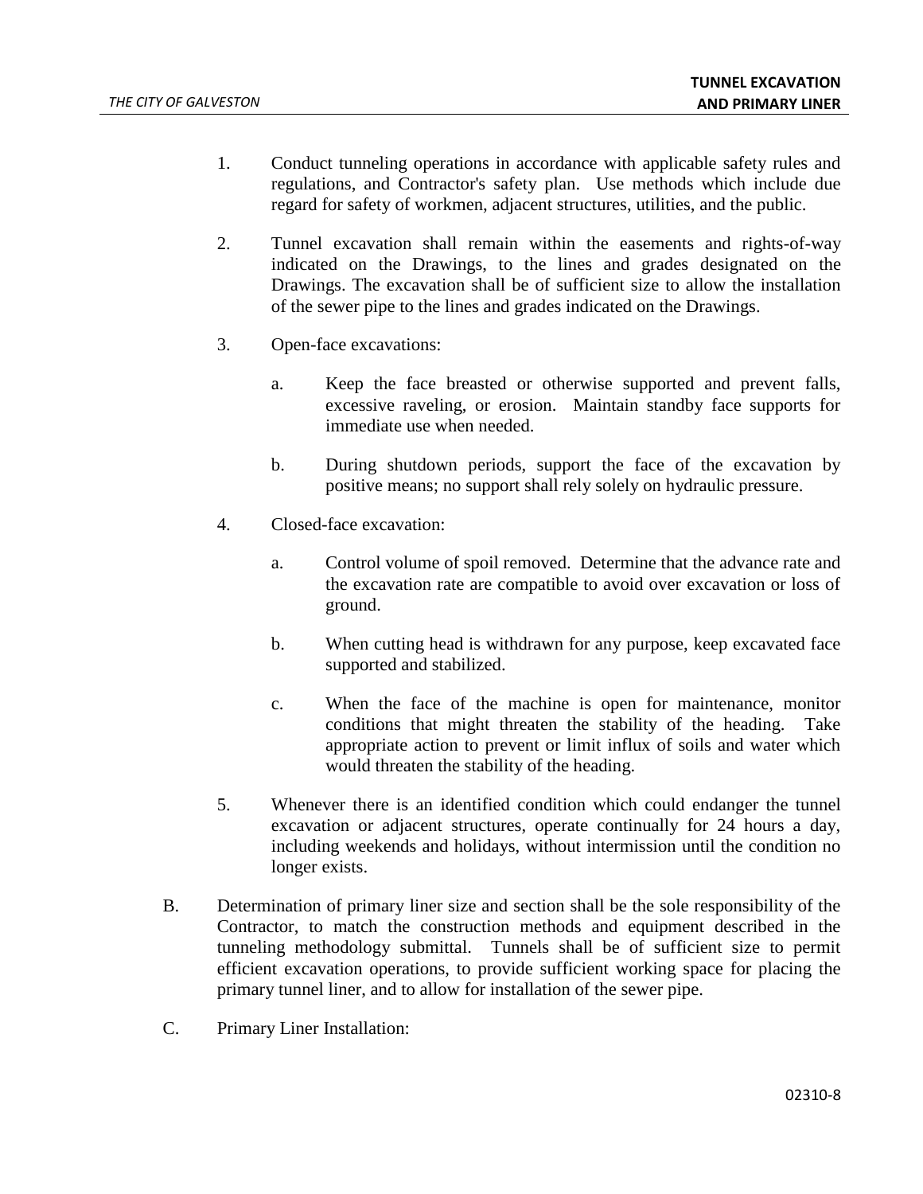1. Conduct tunneling operations in accordance with applicable safety rules and regulations, and Contractor's safety plan. Use methods which include due regard for safety of workmen, adjacent structures, utilities, and the public.

2. Tunnel excavation shall remain within the easements and rights-of-way indicated on the Drawings, to the lines and grades designated on the Drawings. The excavation shall be of sufficient size to allow the installation of the sewer pipe to the lines and grades indicated on the Drawings.

3. Open-face excavations:

   a. Keep the face breasted or otherwise supported and prevent falls, excessive raveling, or erosion. Maintain standby face supports for immediate use when needed.

   b. During shutdown periods, support the face of the excavation by positive means; no support shall rely solely on hydraulic pressure.

4. Closed-face excavation:

   a. Control volume of spoil removed. Determine that the advance rate and the excavation rate are compatible to avoid over excavation or loss of ground.

   b. When cutting head is withdrawn for any purpose, keep excavated face supported and stabilized.

   c. When the face of the machine is open for maintenance, monitor conditions that might threaten the stability of the heading. Take appropriate action to prevent or limit influx of soils and water which would threaten the stability of the heading.

5. Whenever there is an identified condition which could endanger the tunnel excavation or adjacent structures, operate continually for 24 hours a day, including weekends and holidays, without intermission until the condition no longer exists.

B. Determination of primary liner size and section shall be the sole responsibility of the Contractor, to match the construction methods and equipment described in the tunneling methodology submittal. Tunnels shall be of sufficient size to permit efficient excavation operations, to provide sufficient working space for placing the primary tunnel liner, and to allow for installation of the sewer pipe.

C. Primary Liner Installation: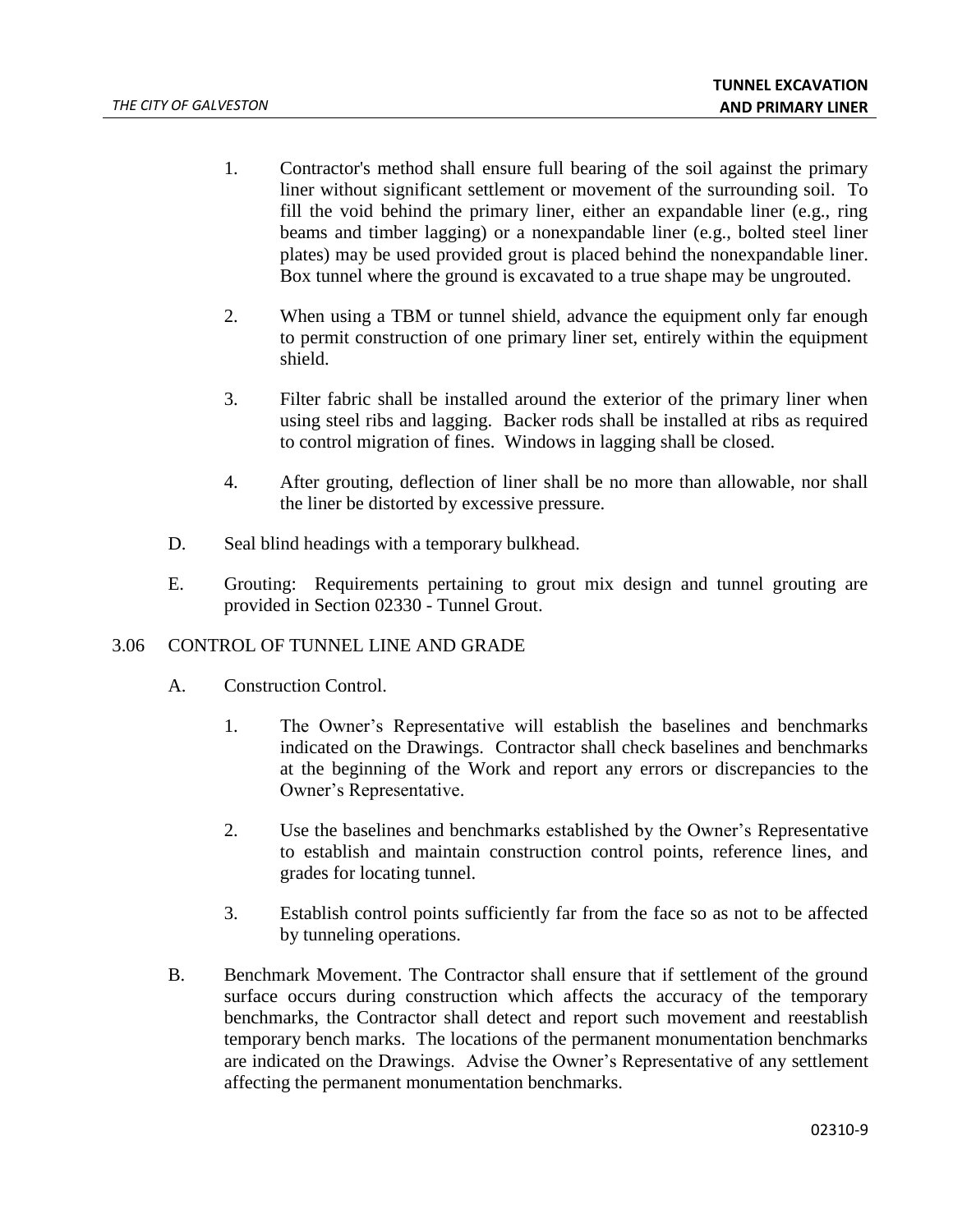1. Contractor's method shall ensure full bearing of the soil against the primary liner without significant settlement or movement of the surrounding soil. To fill the void behind the primary liner, either an expandable liner (e.g., ring beams and timber lagging) or a nonexpandable liner (e.g., bolted steel liner plates) may be used provided grout is placed behind the nonexpandable liner. Box tunnel where the ground is excavated to a true shape may be ungrouted.

2. When using a TBM or tunnel shield, advance the equipment only far enough to permit construction of one primary liner set, entirely within the equipment shield.

3. Filter fabric shall be installed around the exterior of the primary liner when using steel ribs and lagging. Backer rods shall be installed at ribs as required to control migration of fines. Windows in lagging shall be closed.

4. After grouting, deflection of liner shall be no more than allowable, nor shall the liner be distorted by excessive pressure.

D. Seal blind headings with a temporary bulkhead.

E. Grouting: Requirements pertaining to grout mix design and tunnel grouting are provided in Section 02330 - Tunnel Grout.

## 3.06 CONTROL OF TUNNEL LINE AND GRADE

A. Construction Control.

1. The Owner's Representative will establish the baselines and benchmarks indicated on the Drawings. Contractor shall check baselines and benchmarks at the beginning of the Work and report any errors or discrepancies to the Owner's Representative.

2. Use the baselines and benchmarks established by the Owner's Representative to establish and maintain construction control points, reference lines, and grades for locating tunnel.

3. Establish control points sufficiently far from the face so as not to be affected by tunneling operations.

B. Benchmark Movement. The Contractor shall ensure that if settlement of the ground surface occurs during construction which affects the accuracy of the temporary benchmarks, the Contractor shall detect and report such movement and reestablish temporary bench marks. The locations of the permanent monumentation benchmarks are indicated on the Drawings. Advise the Owner's Representative of any settlement affecting the permanent monumentation benchmarks.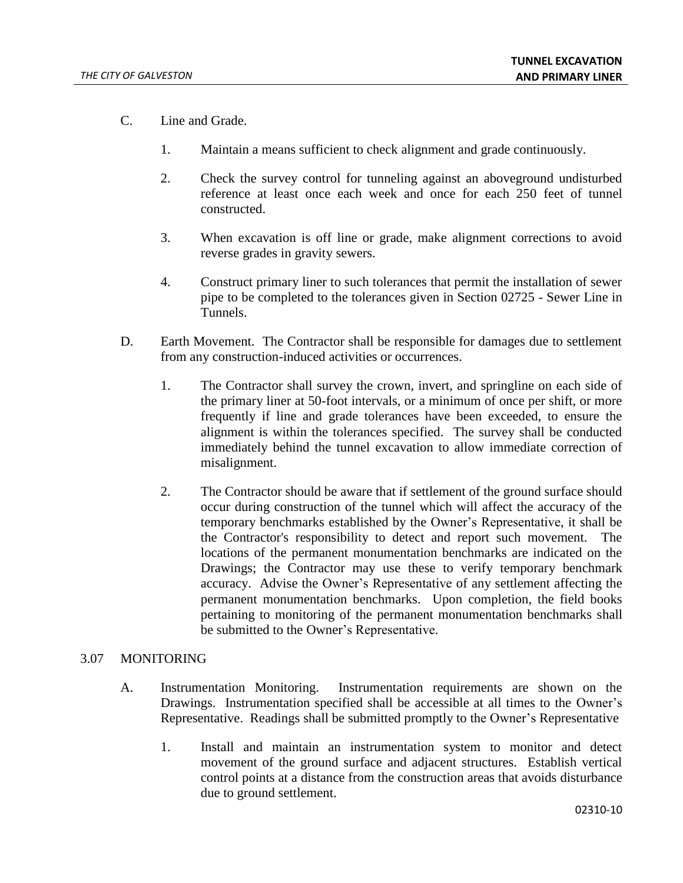C. Line and Grade.

1. Maintain a means sufficient to check alignment and grade continuously.

2. Check the survey control for tunneling against an aboveground undisturbed reference at least once each week and once for each 250 feet of tunnel constructed.

3. When excavation is off line or grade, make alignment corrections to avoid reverse grades in gravity sewers.

4. Construct primary liner to such tolerances that permit the installation of sewer pipe to be completed to the tolerances given in Section 02725 - Sewer Line in Tunnels.

D. Earth Movement. The Contractor shall be responsible for damages due to settlement from any construction-induced activities or occurrences.

1. The Contractor shall survey the crown, invert, and springline on each side of the primary liner at 50-foot intervals, or a minimum of once per shift, or more frequently if line and grade tolerances have been exceeded, to ensure the alignment is within the tolerances specified. The survey shall be conducted immediately behind the tunnel excavation to allow immediate correction of misalignment.

2. The Contractor should be aware that if settlement of the ground surface should occur during construction of the tunnel which will affect the accuracy of the temporary benchmarks established by the Owner's Representative, it shall be the Contractor's responsibility to detect and report such movement. The locations of the permanent monumentation benchmarks are indicated on the Drawings; the Contractor may use these to verify temporary benchmark accuracy. Advise the Owner's Representative of any settlement affecting the permanent monumentation benchmarks. Upon completion, the field books pertaining to monitoring of the permanent monumentation benchmarks shall be submitted to the Owner's Representative.

## 3.07 MONITORING

A. Instrumentation Monitoring. Instrumentation requirements are shown on the Drawings. Instrumentation specified shall be accessible at all times to the Owner's Representative. Readings shall be submitted promptly to the Owner's Representative

1. Install and maintain an instrumentation system to monitor and detect movement of the ground surface and adjacent structures. Establish vertical control points at a distance from the construction areas that avoids disturbance due to ground settlement.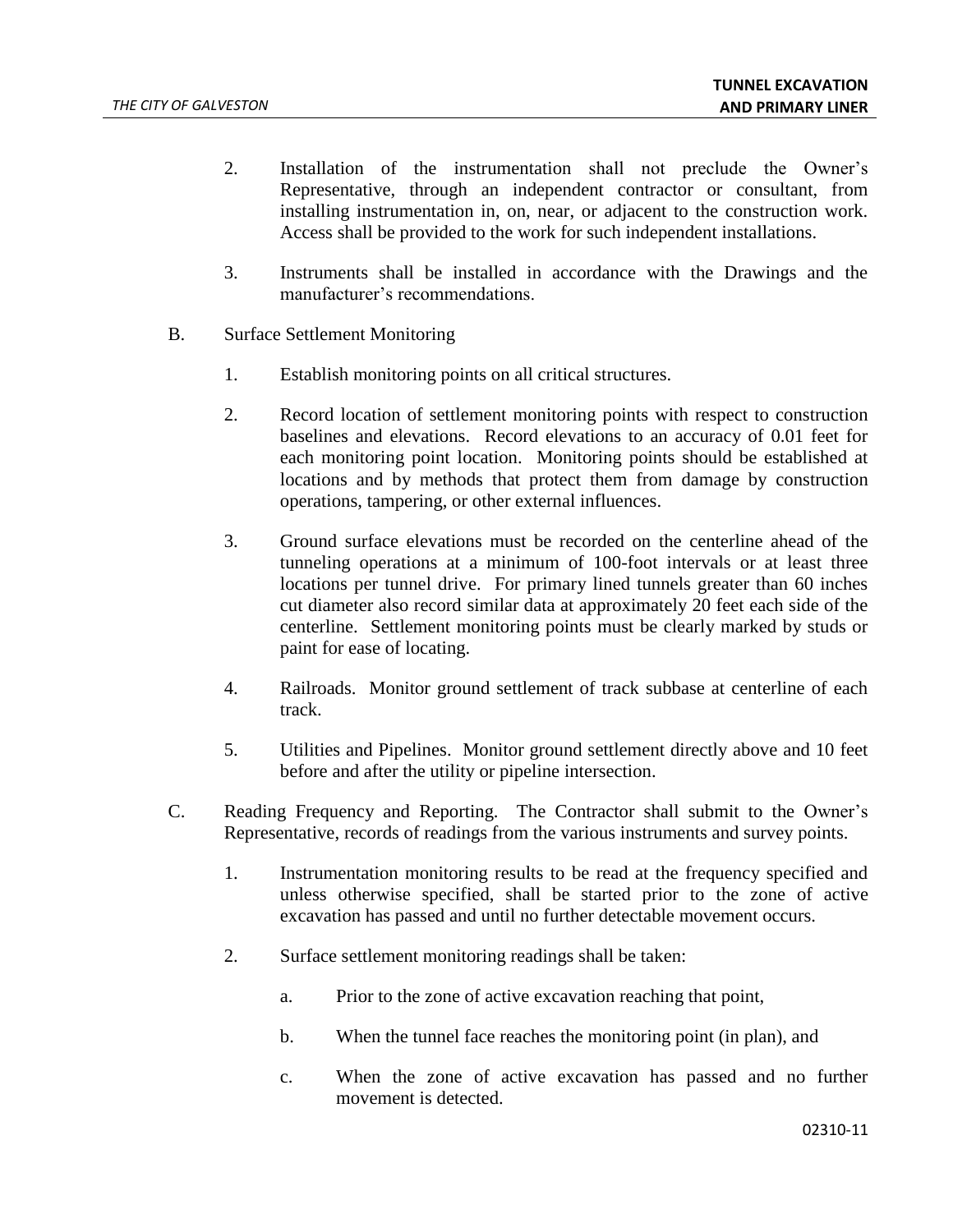2. Installation of the instrumentation shall not preclude the Owner's Representative, through an independent contractor or consultant, from installing instrumentation in, on, near, or adjacent to the construction work. Access shall be provided to the work for such independent installations.

3. Instruments shall be installed in accordance with the Drawings and the manufacturer's recommendations.

B. Surface Settlement Monitoring

1. Establish monitoring points on all critical structures.

2. Record location of settlement monitoring points with respect to construction baselines and elevations. Record elevations to an accuracy of 0.01 feet for each monitoring point location. Monitoring points should be established at locations and by methods that protect them from damage by construction operations, tampering, or other external influences.

3. Ground surface elevations must be recorded on the centerline ahead of the tunneling operations at a minimum of 100-foot intervals or at least three locations per tunnel drive. For primary lined tunnels greater than 60 inches cut diameter also record similar data at approximately 20 feet each side of the centerline. Settlement monitoring points must be clearly marked by studs or paint for ease of locating.

4. Railroads. Monitor ground settlement of track subbase at centerline of each track.

5. Utilities and Pipelines. Monitor ground settlement directly above and 10 feet before and after the utility or pipeline intersection.

C. Reading Frequency and Reporting. The Contractor shall submit to the Owner's Representative, records of readings from the various instruments and survey points.

1. Instrumentation monitoring results to be read at the frequency specified and unless otherwise specified, shall be started prior to the zone of active excavation has passed and until no further detectable movement occurs.

2. Surface settlement monitoring readings shall be taken:

   a. Prior to the zone of active excavation reaching that point,

   b. When the tunnel face reaches the monitoring point (in plan), and

   c. When the zone of active excavation has passed and no further movement is detected.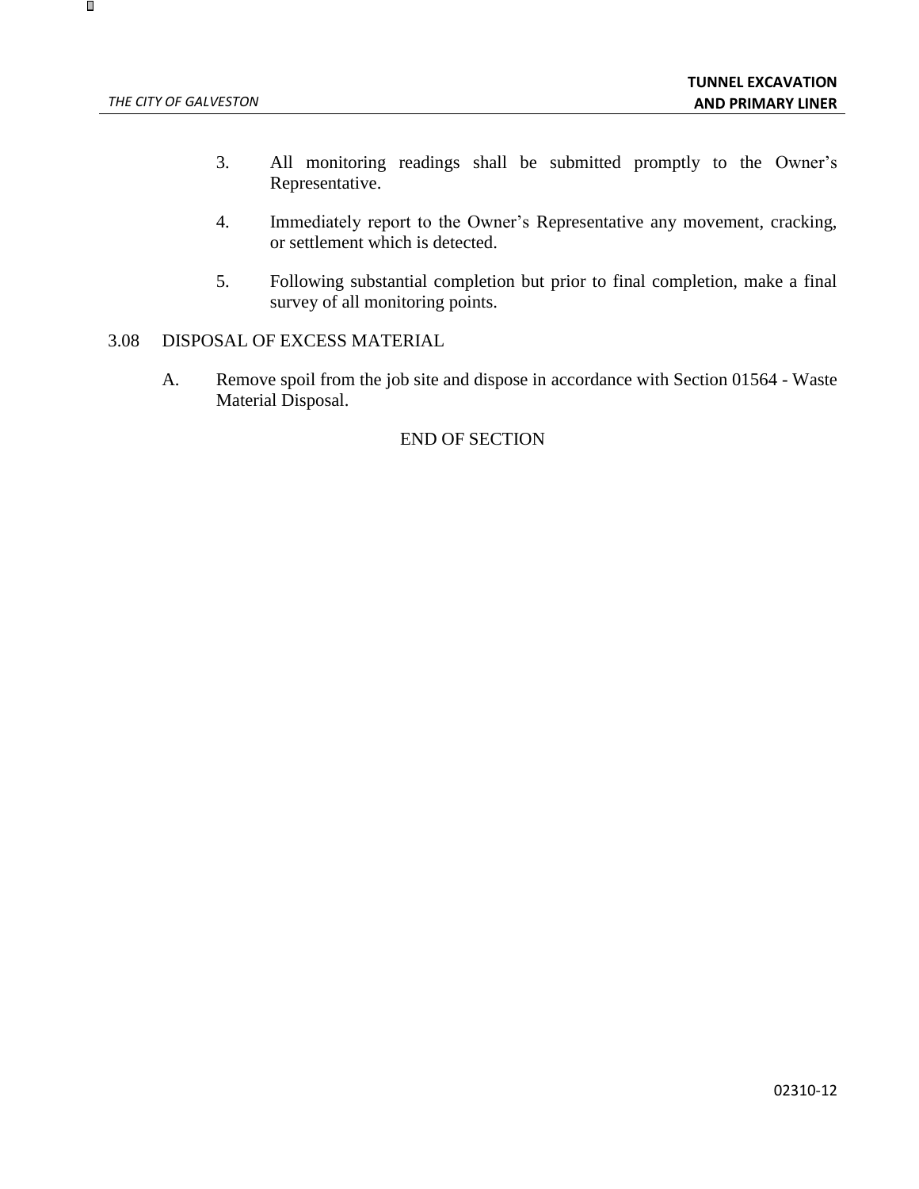3. All monitoring readings shall be submitted promptly to the Owner's Representative.

4. Immediately report to the Owner's Representative any movement, cracking, or settlement which is detected.

5. Following substantial completion but prior to final completion, make a final survey of all monitoring points.

3.08 DISPOSAL OF EXCESS MATERIAL

A. Remove spoil from the job site and dispose in accordance with Section 01564 - Waste Material Disposal.

END OF SECTION